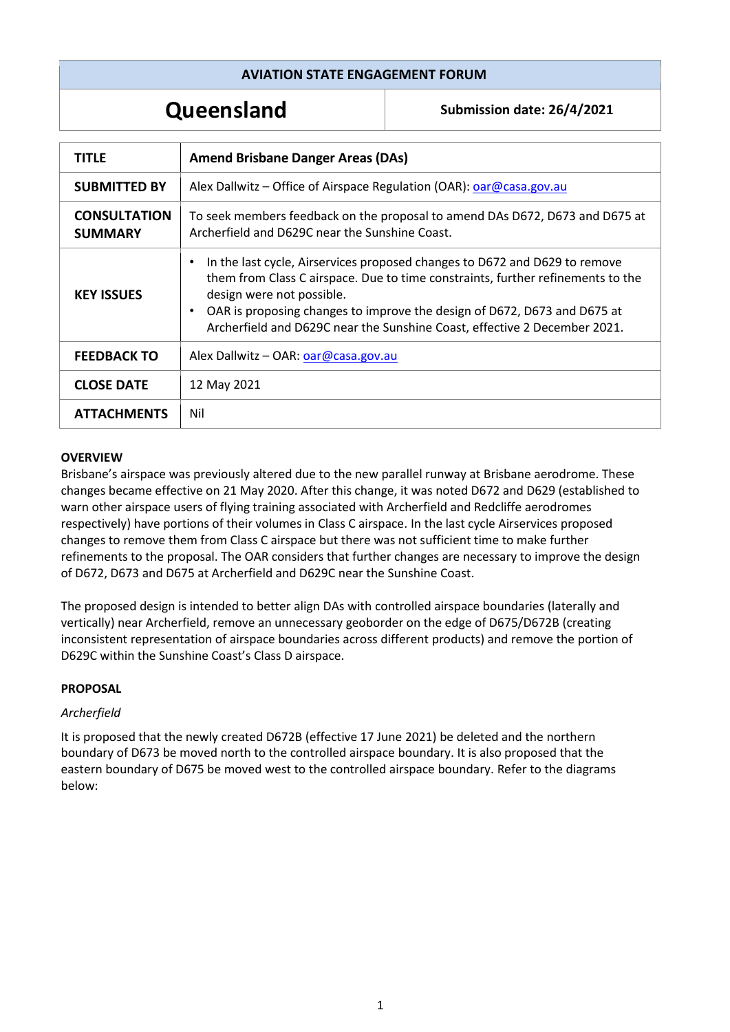| AVIATION STATE ENGAGEMENT FORUM | |
|---|---|
| **Queensland** | **Submission date: 26/4/2021** |

| | |
|---|---|
| **TITLE** | **Amend Brisbane Danger Areas (DAs)** |
| **SUBMITTED BY** | Alex Dallwitz – Office of Airspace Regulation (OAR): oar@casa.gov.au |
| **CONSULTATION SUMMARY** | To seek members feedback on the proposal to amend DAs D672, D673 and D675 at Archerfield and D629C near the Sunshine Coast. |
| **KEY ISSUES** | • In the last cycle, Airservices proposed changes to D672 and D629 to remove them from Class C airspace. Due to time constraints, further refinements to the design were not possible. • OAR is proposing changes to improve the design of D672, D673 and D675 at Archerfield and D629C near the Sunshine Coast, effective 2 December 2021. |
| **FEEDBACK TO** | Alex Dallwitz – OAR: oar@casa.gov.au |
| **CLOSE DATE** | 12 May 2021 |
| **ATTACHMENTS** | Nil |

**OVERVIEW**

Brisbane's airspace was previously altered due to the new parallel runway at Brisbane aerodrome. These changes became effective on 21 May 2020. After this change, it was noted D672 and D629 (established to warn other airspace users of flying training associated with Archerfield and Redcliffe aerodromes respectively) have portions of their volumes in Class C airspace. In the last cycle Airservices proposed changes to remove them from Class C airspace but there was not sufficient time to make further refinements to the proposal. The OAR considers that further changes are necessary to improve the design of D672, D673 and D675 at Archerfield and D629C near the Sunshine Coast.

The proposed design is intended to better align DAs with controlled airspace boundaries (laterally and vertically) near Archerfield, remove an unnecessary geoborder on the edge of D675/D672B (creating inconsistent representation of airspace boundaries across different products) and remove the portion of D629C within the Sunshine Coast's Class D airspace.

**PROPOSAL**

*Archerfield*

It is proposed that the newly created D672B (effective 17 June 2021) be deleted and the northern boundary of D673 be moved north to the controlled airspace boundary. It is also proposed that the eastern boundary of D675 be moved west to the controlled airspace boundary. Refer to the diagrams below: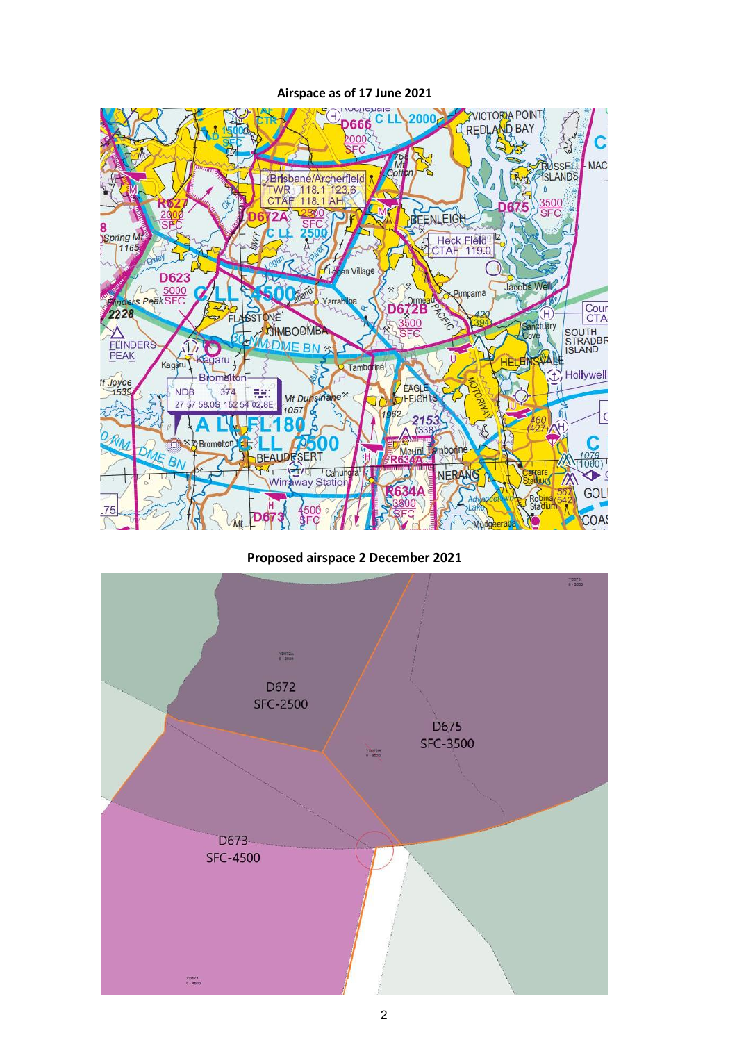**Airspace as of 17 June 2021**

**Proposed airspace 2 December 2021**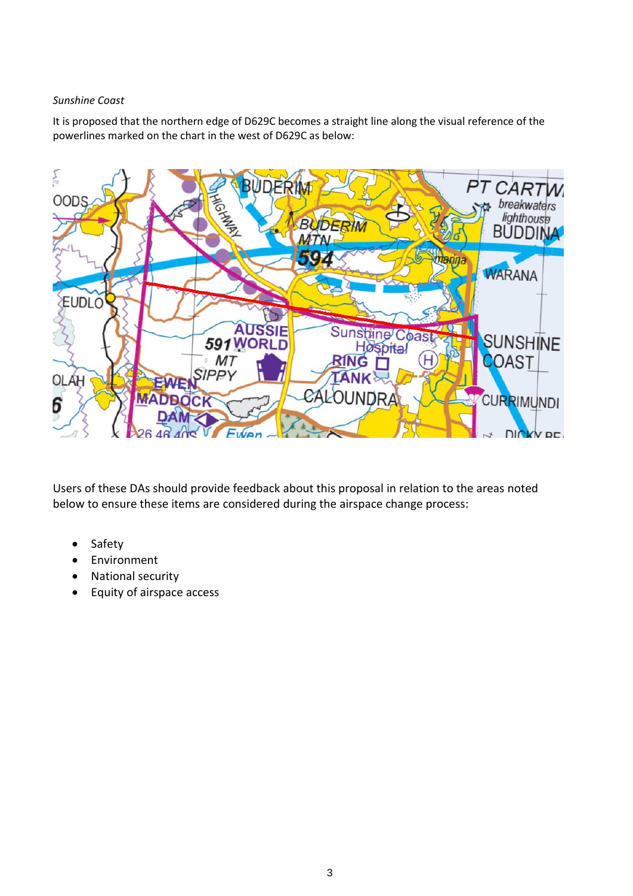*Sunshine Coast*

It is proposed that the northern edge of D629C becomes a straight line along the visual reference of the powerlines marked on the chart in the west of D629C as below:

Users of these DAs should provide feedback about this proposal in relation to the areas noted below to ensure these items are considered during the airspace change process:

- Safety
- Environment
- National security
- Equity of airspace access